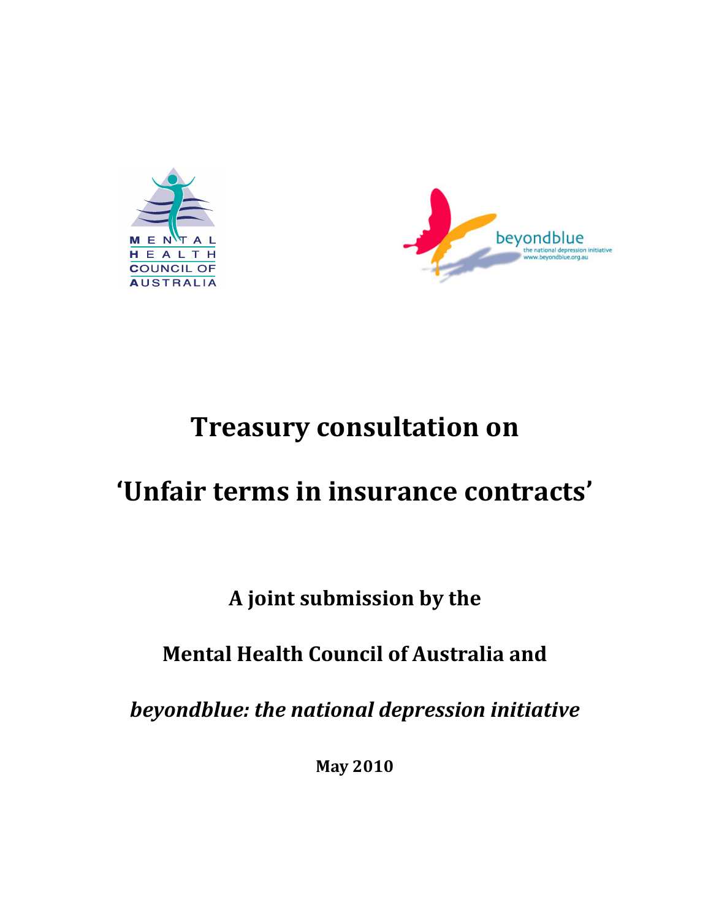# Treasury consultation on

# 'Unfair terms in insurance contracts'

**A joint submission by the**

**Mental Health Council of Australia and**

***beyondblue: the national depression initiative***

**May 2010**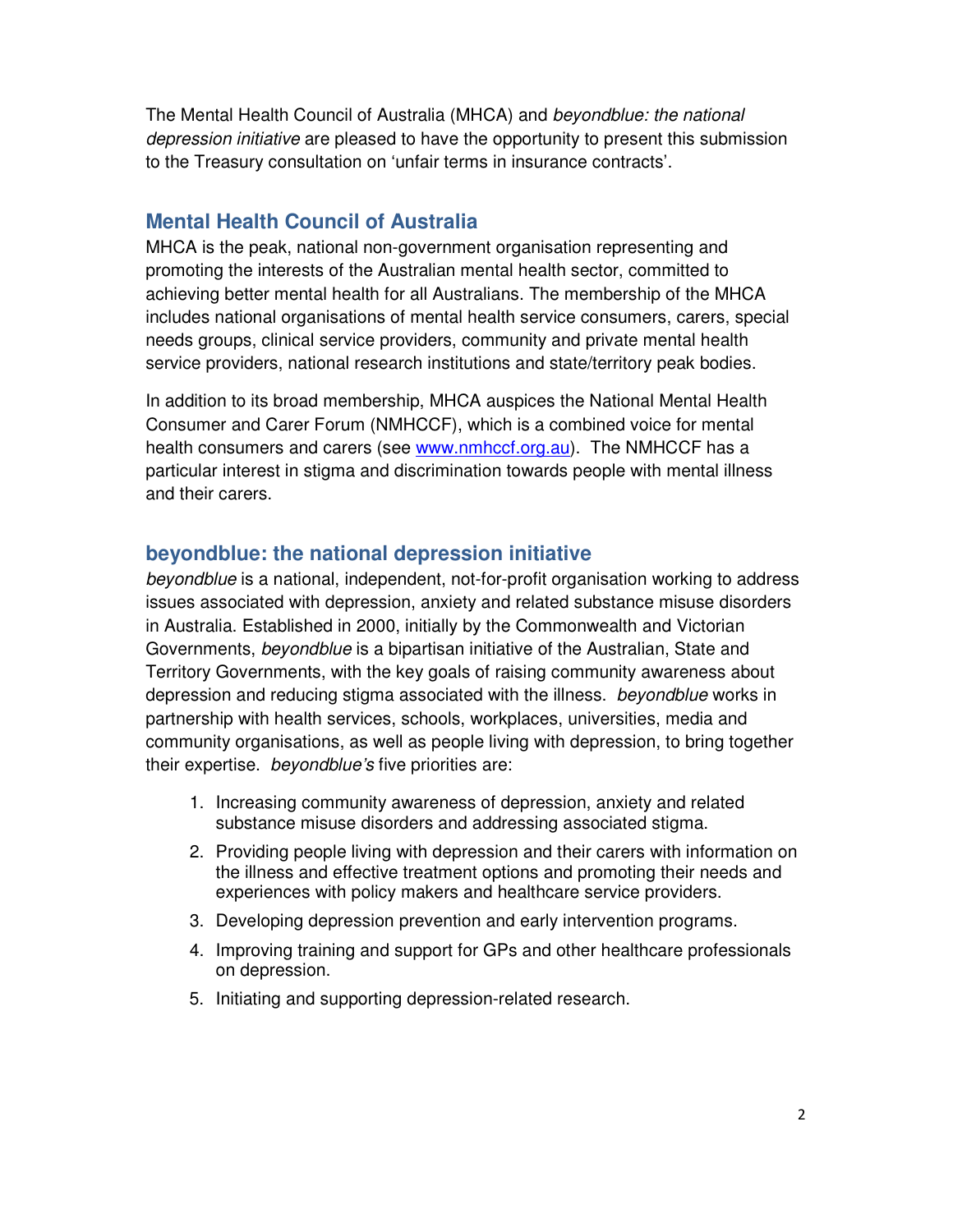The Mental Health Council of Australia (MHCA) and *beyondblue: the national depression initiative* are pleased to have the opportunity to present this submission to the Treasury consultation on 'unfair terms in insurance contracts'.

## Mental Health Council of Australia

MHCA is the peak, national non-government organisation representing and promoting the interests of the Australian mental health sector, committed to achieving better mental health for all Australians. The membership of the MHCA includes national organisations of mental health service consumers, carers, special needs groups, clinical service providers, community and private mental health service providers, national research institutions and state/territory peak bodies.

In addition to its broad membership, MHCA auspices the National Mental Health Consumer and Carer Forum (NMHCCF), which is a combined voice for mental health consumers and carers (see [www.nmhccf.org.au](http://www.nmhccf.org.au)). The NMHCCF has a particular interest in stigma and discrimination towards people with mental illness and their carers.

## beyondblue: the national depression initiative

*beyondblue* is a national, independent, not-for-profit organisation working to address issues associated with depression, anxiety and related substance misuse disorders in Australia. Established in 2000, initially by the Commonwealth and Victorian Governments, *beyondblue* is a bipartisan initiative of the Australian, State and Territory Governments, with the key goals of raising community awareness about depression and reducing stigma associated with the illness. *beyondblue* works in partnership with health services, schools, workplaces, universities, media and community organisations, as well as people living with depression, to bring together their expertise. *beyondblue's* five priorities are:

1. Increasing community awareness of depression, anxiety and related substance misuse disorders and addressing associated stigma.
2. Providing people living with depression and their carers with information on the illness and effective treatment options and promoting their needs and experiences with policy makers and healthcare service providers.
3. Developing depression prevention and early intervention programs.
4. Improving training and support for GPs and other healthcare professionals on depression.
5. Initiating and supporting depression-related research.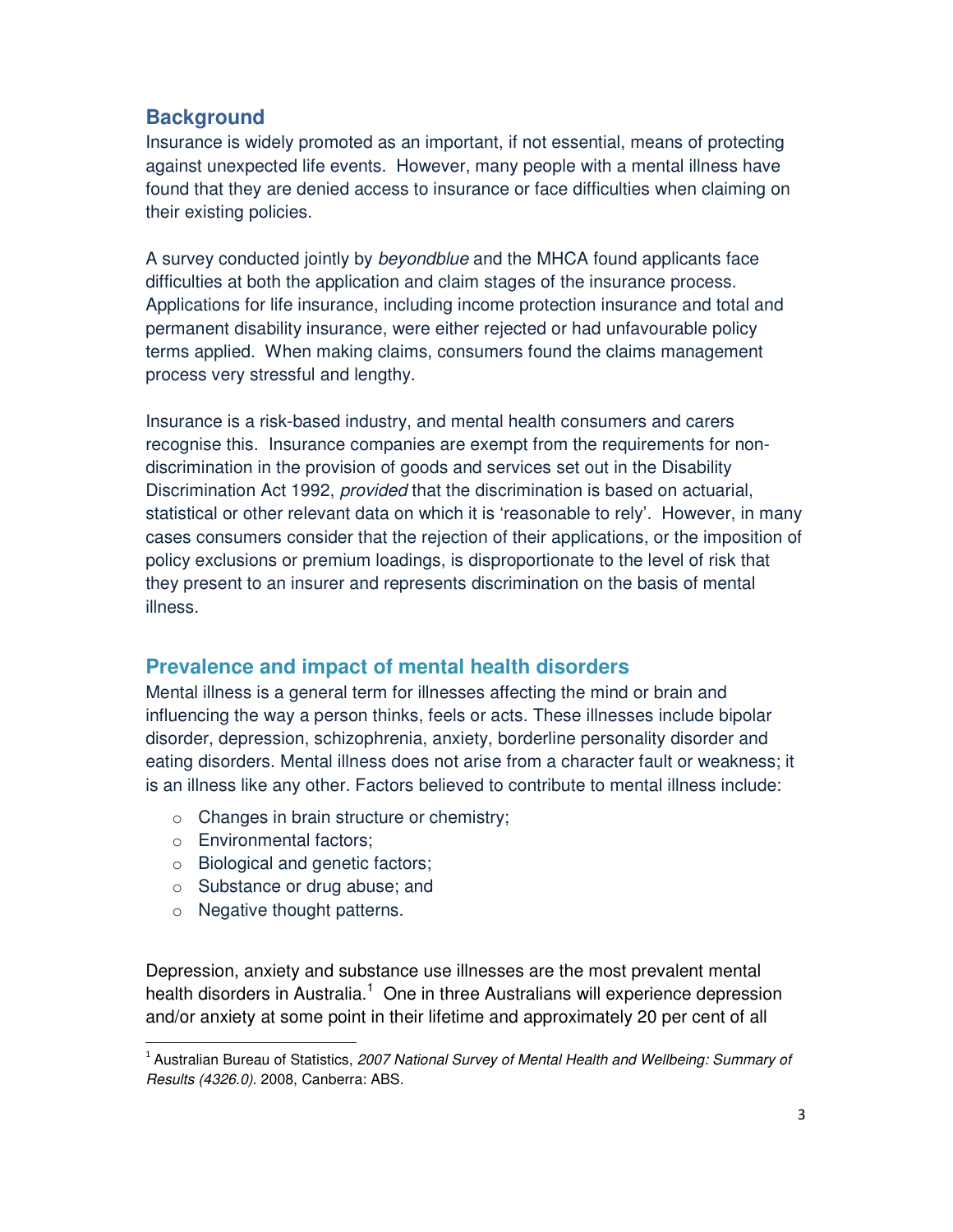## Background

Insurance is widely promoted as an important, if not essential, means of protecting against unexpected life events. However, many people with a mental illness have found that they are denied access to insurance or face difficulties when claiming on their existing policies.

A survey conducted jointly by *beyondblue* and the MHCA found applicants face difficulties at both the application and claim stages of the insurance process. Applications for life insurance, including income protection insurance and total and permanent disability insurance, were either rejected or had unfavourable policy terms applied. When making claims, consumers found the claims management process very stressful and lengthy.

Insurance is a risk-based industry, and mental health consumers and carers recognise this. Insurance companies are exempt from the requirements for non-discrimination in the provision of goods and services set out in the Disability Discrimination Act 1992, *provided* that the discrimination is based on actuarial, statistical or other relevant data on which it is 'reasonable to rely'. However, in many cases consumers consider that the rejection of their applications, or the imposition of policy exclusions or premium loadings, is disproportionate to the level of risk that they present to an insurer and represents discrimination on the basis of mental illness.

## Prevalence and impact of mental health disorders

Mental illness is a general term for illnesses affecting the mind or brain and influencing the way a person thinks, feels or acts. These illnesses include bipolar disorder, depression, schizophrenia, anxiety, borderline personality disorder and eating disorders. Mental illness does not arise from a character fault or weakness; it is an illness like any other. Factors believed to contribute to mental illness include:

- Changes in brain structure or chemistry;
- Environmental factors;
- Biological and genetic factors;
- Substance or drug abuse; and
- Negative thought patterns.

Depression, anxiety and substance use illnesses are the most prevalent mental health disorders in Australia.[1] One in three Australians will experience depression and/or anxiety at some point in their lifetime and approximately 20 per cent of all

---

[1] Australian Bureau of Statistics, *2007 National Survey of Mental Health and Wellbeing: Summary of Results (4326.0)*. 2008, Canberra: ABS.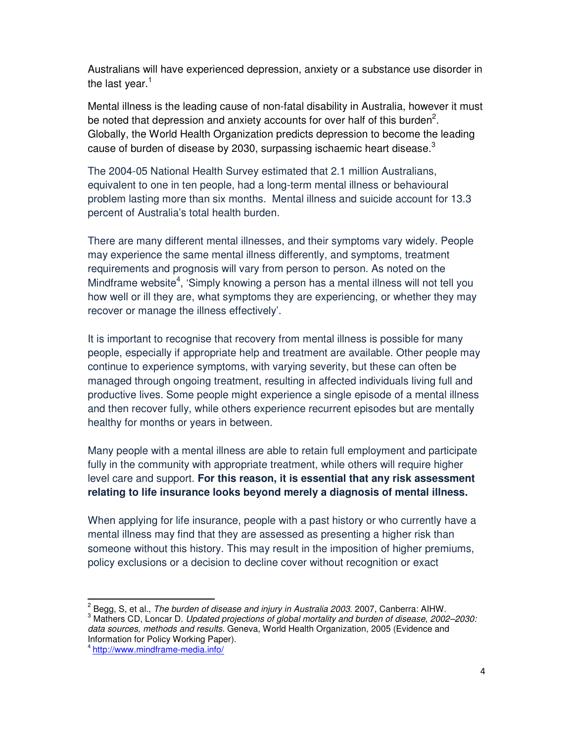Australians will have experienced depression, anxiety or a substance use disorder in the last year.[1]

Mental illness is the leading cause of non-fatal disability in Australia, however it must be noted that depression and anxiety accounts for over half of this burden[2]. Globally, the World Health Organization predicts depression to become the leading cause of burden of disease by 2030, surpassing ischaemic heart disease.[3]

The 2004-05 National Health Survey estimated that 2.1 million Australians, equivalent to one in ten people, had a long-term mental illness or behavioural problem lasting more than six months. Mental illness and suicide account for 13.3 percent of Australia's total health burden.

There are many different mental illnesses, and their symptoms vary widely. People may experience the same mental illness differently, and symptoms, treatment requirements and prognosis will vary from person to person. As noted on the Mindframe website[4], 'Simply knowing a person has a mental illness will not tell you how well or ill they are, what symptoms they are experiencing, or whether they may recover or manage the illness effectively'.

It is important to recognise that recovery from mental illness is possible for many people, especially if appropriate help and treatment are available. Other people may continue to experience symptoms, with varying severity, but these can often be managed through ongoing treatment, resulting in affected individuals living full and productive lives. Some people might experience a single episode of a mental illness and then recover fully, while others experience recurrent episodes but are mentally healthy for months or years in between.

Many people with a mental illness are able to retain full employment and participate fully in the community with appropriate treatment, while others will require higher level care and support. **For this reason, it is essential that any risk assessment relating to life insurance looks beyond merely a diagnosis of mental illness.**

When applying for life insurance, people with a past history or who currently have a mental illness may find that they are assessed as presenting a higher risk than someone without this history. This may result in the imposition of higher premiums, policy exclusions or a decision to decline cover without recognition or exact

---

[2] Begg, S, et al., *The burden of disease and injury in Australia 2003*. 2007, Canberra: AIHW.

[3] Mathers CD, Loncar D. *Updated projections of global mortality and burden of disease, 2002–2030: data sources, methods and results*. Geneva, World Health Organization, 2005 (Evidence and Information for Policy Working Paper).

[4] http://www.mindframe-media.info/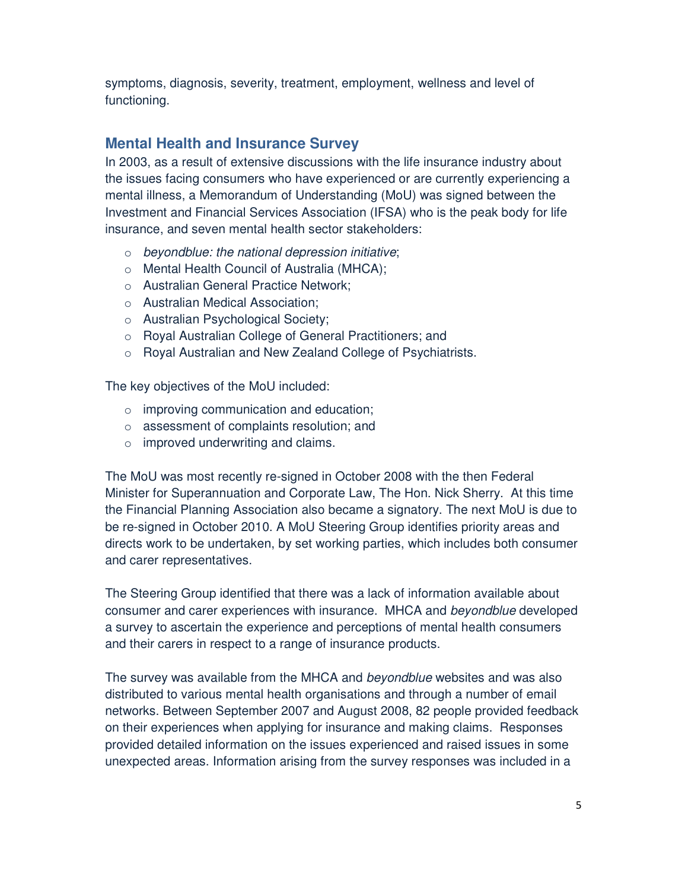symptoms, diagnosis, severity, treatment, employment, wellness and level of functioning.

## Mental Health and Insurance Survey

In 2003, as a result of extensive discussions with the life insurance industry about the issues facing consumers who have experienced or are currently experiencing a mental illness, a Memorandum of Understanding (MoU) was signed between the Investment and Financial Services Association (IFSA) who is the peak body for life insurance, and seven mental health sector stakeholders:

- *beyondblue: the national depression initiative*;
- Mental Health Council of Australia (MHCA);
- Australian General Practice Network;
- Australian Medical Association;
- Australian Psychological Society;
- Royal Australian College of General Practitioners; and
- Royal Australian and New Zealand College of Psychiatrists.

The key objectives of the MoU included:

- improving communication and education;
- assessment of complaints resolution; and
- improved underwriting and claims.

The MoU was most recently re-signed in October 2008 with the then Federal Minister for Superannuation and Corporate Law, The Hon. Nick Sherry. At this time the Financial Planning Association also became a signatory. The next MoU is due to be re-signed in October 2010. A MoU Steering Group identifies priority areas and directs work to be undertaken, by set working parties, which includes both consumer and carer representatives.

The Steering Group identified that there was a lack of information available about consumer and carer experiences with insurance. MHCA and *beyondblue* developed a survey to ascertain the experience and perceptions of mental health consumers and their carers in respect to a range of insurance products.

The survey was available from the MHCA and *beyondblue* websites and was also distributed to various mental health organisations and through a number of email networks. Between September 2007 and August 2008, 82 people provided feedback on their experiences when applying for insurance and making claims. Responses provided detailed information on the issues experienced and raised issues in some unexpected areas. Information arising from the survey responses was included in a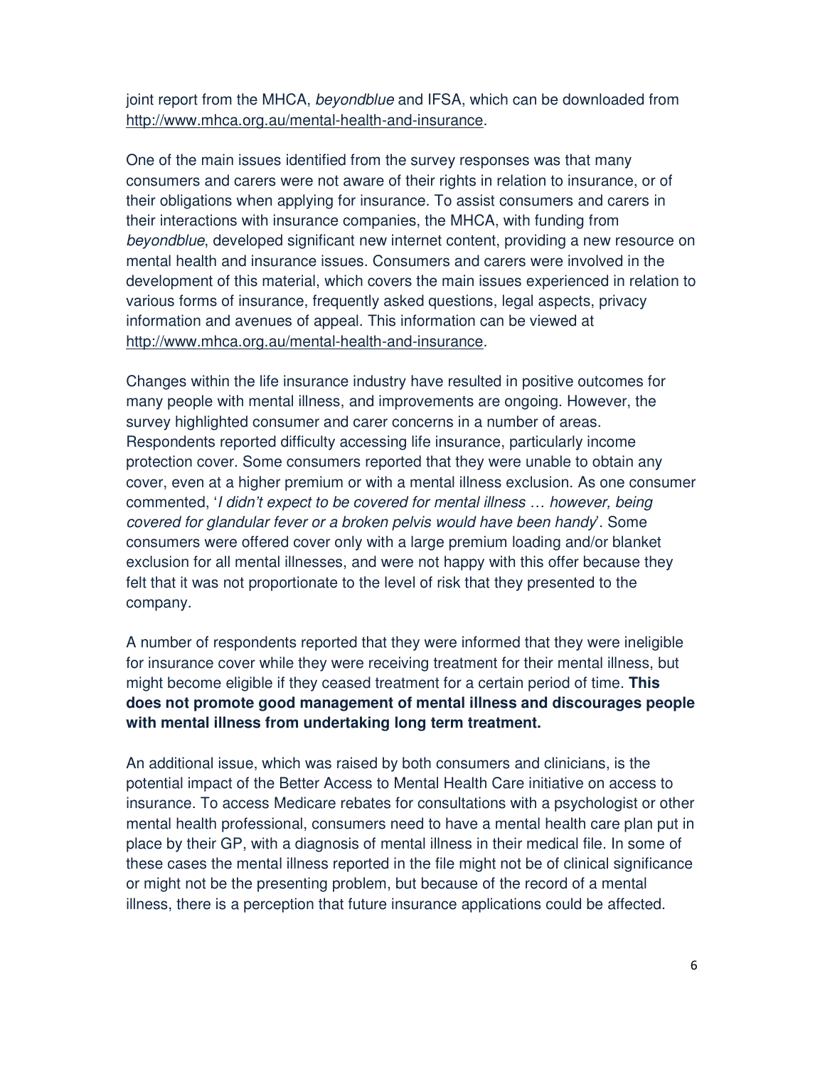joint report from the MHCA, *beyondblue* and IFSA, which can be downloaded from http://www.mhca.org.au/mental-health-and-insurance.

One of the main issues identified from the survey responses was that many consumers and carers were not aware of their rights in relation to insurance, or of their obligations when applying for insurance. To assist consumers and carers in their interactions with insurance companies, the MHCA, with funding from *beyondblue*, developed significant new internet content, providing a new resource on mental health and insurance issues. Consumers and carers were involved in the development of this material, which covers the main issues experienced in relation to various forms of insurance, frequently asked questions, legal aspects, privacy information and avenues of appeal. This information can be viewed at http://www.mhca.org.au/mental-health-and-insurance.

Changes within the life insurance industry have resulted in positive outcomes for many people with mental illness, and improvements are ongoing. However, the survey highlighted consumer and carer concerns in a number of areas. Respondents reported difficulty accessing life insurance, particularly income protection cover. Some consumers reported that they were unable to obtain any cover, even at a higher premium or with a mental illness exclusion. As one consumer commented, '*I didn't expect to be covered for mental illness … however, being covered for glandular fever or a broken pelvis would have been handy*'. Some consumers were offered cover only with a large premium loading and/or blanket exclusion for all mental illnesses, and were not happy with this offer because they felt that it was not proportionate to the level of risk that they presented to the company.

A number of respondents reported that they were informed that they were ineligible for insurance cover while they were receiving treatment for their mental illness, but might become eligible if they ceased treatment for a certain period of time. **This does not promote good management of mental illness and discourages people with mental illness from undertaking long term treatment.**

An additional issue, which was raised by both consumers and clinicians, is the potential impact of the Better Access to Mental Health Care initiative on access to insurance. To access Medicare rebates for consultations with a psychologist or other mental health professional, consumers need to have a mental health care plan put in place by their GP, with a diagnosis of mental illness in their medical file. In some of these cases the mental illness reported in the file might not be of clinical significance or might not be the presenting problem, but because of the record of a mental illness, there is a perception that future insurance applications could be affected.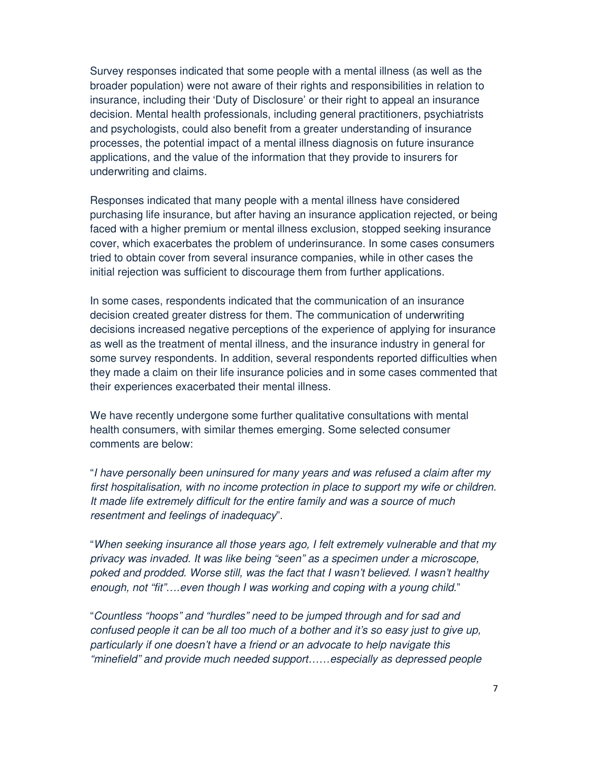Survey responses indicated that some people with a mental illness (as well as the broader population) were not aware of their rights and responsibilities in relation to insurance, including their 'Duty of Disclosure' or their right to appeal an insurance decision. Mental health professionals, including general practitioners, psychiatrists and psychologists, could also benefit from a greater understanding of insurance processes, the potential impact of a mental illness diagnosis on future insurance applications, and the value of the information that they provide to insurers for underwriting and claims.

Responses indicated that many people with a mental illness have considered purchasing life insurance, but after having an insurance application rejected, or being faced with a higher premium or mental illness exclusion, stopped seeking insurance cover, which exacerbates the problem of underinsurance. In some cases consumers tried to obtain cover from several insurance companies, while in other cases the initial rejection was sufficient to discourage them from further applications.

In some cases, respondents indicated that the communication of an insurance decision created greater distress for them. The communication of underwriting decisions increased negative perceptions of the experience of applying for insurance as well as the treatment of mental illness, and the insurance industry in general for some survey respondents. In addition, several respondents reported difficulties when they made a claim on their life insurance policies and in some cases commented that their experiences exacerbated their mental illness.

We have recently undergone some further qualitative consultations with mental health consumers, with similar themes emerging. Some selected consumer comments are below:

"*I have personally been uninsured for many years and was refused a claim after my first hospitalisation, with no income protection in place to support my wife or children. It made life extremely difficult for the entire family and was a source of much resentment and feelings of inadequacy*".

"*When seeking insurance all those years ago, I felt extremely vulnerable and that my privacy was invaded. It was like being "seen" as a specimen under a microscope, poked and prodded. Worse still, was the fact that I wasn't believed. I wasn't healthy enough, not "fit"….even though I was working and coping with a young child.*"

"*Countless "hoops" and "hurdles" need to be jumped through and for sad and confused people it can be all too much of a bother and it's so easy just to give up, particularly if one doesn't have a friend or an advocate to help navigate this "minefield" and provide much needed support……especially as depressed people*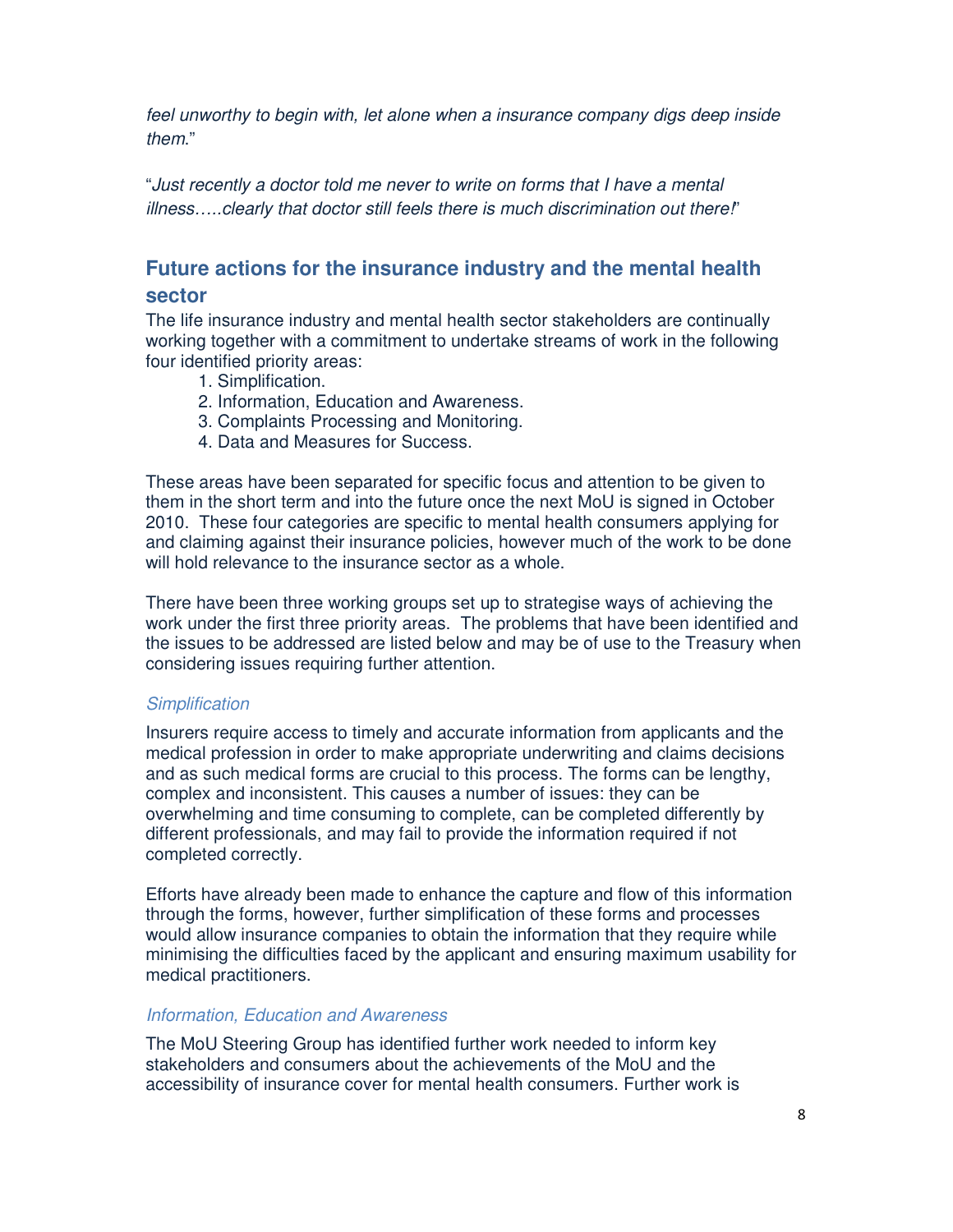*feel unworthy to begin with, let alone when a insurance company digs deep inside them*."

"*Just recently a doctor told me never to write on forms that I have a mental illness…..clearly that doctor still feels there is much discrimination out there!*"

## Future actions for the insurance industry and the mental health sector

The life insurance industry and mental health sector stakeholders are continually working together with a commitment to undertake streams of work in the following four identified priority areas:

1. Simplification.
2. Information, Education and Awareness.
3. Complaints Processing and Monitoring.
4. Data and Measures for Success.

These areas have been separated for specific focus and attention to be given to them in the short term and into the future once the next MoU is signed in October 2010. These four categories are specific to mental health consumers applying for and claiming against their insurance policies, however much of the work to be done will hold relevance to the insurance sector as a whole.

There have been three working groups set up to strategise ways of achieving the work under the first three priority areas. The problems that have been identified and the issues to be addressed are listed below and may be of use to the Treasury when considering issues requiring further attention.

### *Simplification*

Insurers require access to timely and accurate information from applicants and the medical profession in order to make appropriate underwriting and claims decisions and as such medical forms are crucial to this process. The forms can be lengthy, complex and inconsistent. This causes a number of issues: they can be overwhelming and time consuming to complete, can be completed differently by different professionals, and may fail to provide the information required if not completed correctly.

Efforts have already been made to enhance the capture and flow of this information through the forms, however, further simplification of these forms and processes would allow insurance companies to obtain the information that they require while minimising the difficulties faced by the applicant and ensuring maximum usability for medical practitioners.

### *Information, Education and Awareness*

The MoU Steering Group has identified further work needed to inform key stakeholders and consumers about the achievements of the MoU and the accessibility of insurance cover for mental health consumers. Further work is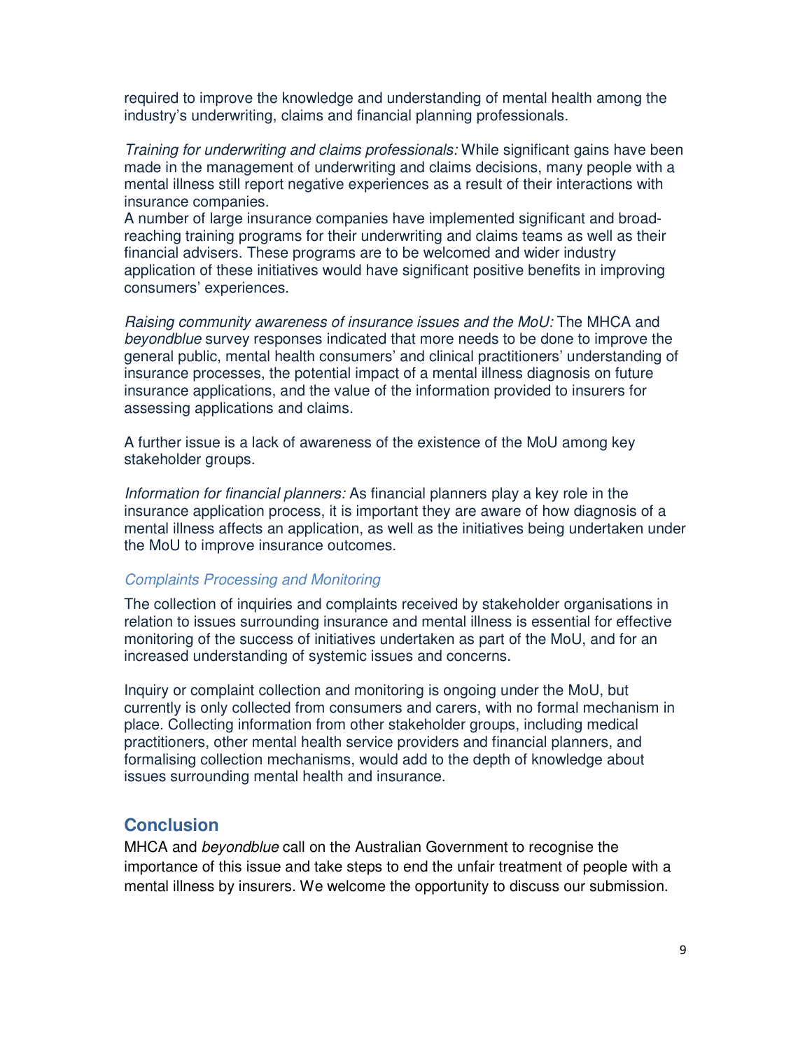required to improve the knowledge and understanding of mental health among the industry's underwriting, claims and financial planning professionals.

*Training for underwriting and claims professionals:* While significant gains have been made in the management of underwriting and claims decisions, many people with a mental illness still report negative experiences as a result of their interactions with insurance companies.

A number of large insurance companies have implemented significant and broad-reaching training programs for their underwriting and claims teams as well as their financial advisers. These programs are to be welcomed and wider industry application of these initiatives would have significant positive benefits in improving consumers' experiences.

*Raising community awareness of insurance issues and the MoU:* The MHCA and *beyondblue* survey responses indicated that more needs to be done to improve the general public, mental health consumers' and clinical practitioners' understanding of insurance processes, the potential impact of a mental illness diagnosis on future insurance applications, and the value of the information provided to insurers for assessing applications and claims.

A further issue is a lack of awareness of the existence of the MoU among key stakeholder groups.

*Information for financial planners:* As financial planners play a key role in the insurance application process, it is important they are aware of how diagnosis of a mental illness affects an application, as well as the initiatives being undertaken under the MoU to improve insurance outcomes.

### *Complaints Processing and Monitoring*

The collection of inquiries and complaints received by stakeholder organisations in relation to issues surrounding insurance and mental illness is essential for effective monitoring of the success of initiatives undertaken as part of the MoU, and for an increased understanding of systemic issues and concerns.

Inquiry or complaint collection and monitoring is ongoing under the MoU, but currently is only collected from consumers and carers, with no formal mechanism in place. Collecting information from other stakeholder groups, including medical practitioners, other mental health service providers and financial planners, and formalising collection mechanisms, would add to the depth of knowledge about issues surrounding mental health and insurance.

## Conclusion

MHCA and *beyondblue* call on the Australian Government to recognise the importance of this issue and take steps to end the unfair treatment of people with a mental illness by insurers. We welcome the opportunity to discuss our submission.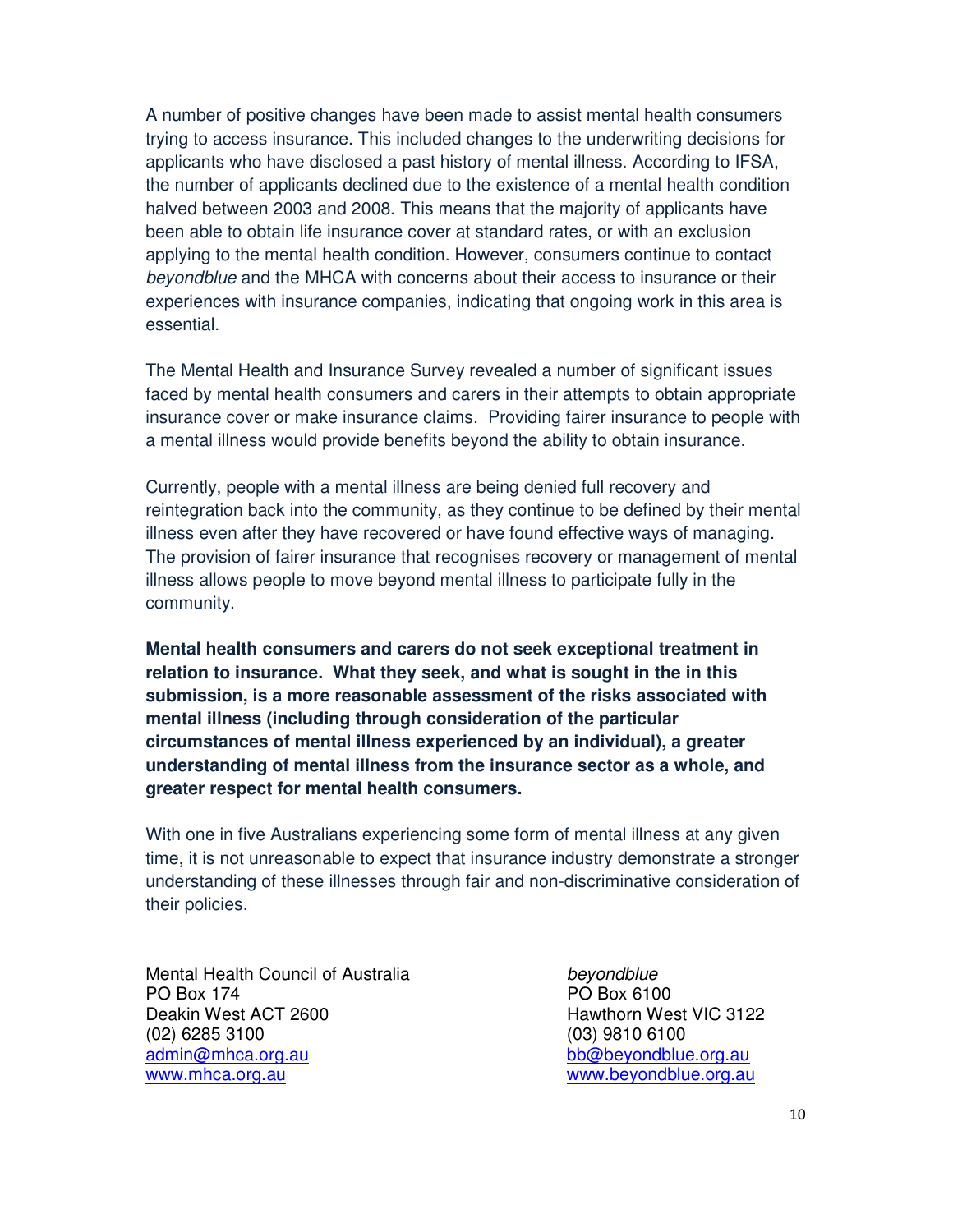A number of positive changes have been made to assist mental health consumers trying to access insurance. This included changes to the underwriting decisions for applicants who have disclosed a past history of mental illness. According to IFSA, the number of applicants declined due to the existence of a mental health condition halved between 2003 and 2008. This means that the majority of applicants have been able to obtain life insurance cover at standard rates, or with an exclusion applying to the mental health condition. However, consumers continue to contact *beyondblue* and the MHCA with concerns about their access to insurance or their experiences with insurance companies, indicating that ongoing work in this area is essential.

The Mental Health and Insurance Survey revealed a number of significant issues faced by mental health consumers and carers in their attempts to obtain appropriate insurance cover or make insurance claims. Providing fairer insurance to people with a mental illness would provide benefits beyond the ability to obtain insurance.

Currently, people with a mental illness are being denied full recovery and reintegration back into the community, as they continue to be defined by their mental illness even after they have recovered or have found effective ways of managing. The provision of fairer insurance that recognises recovery or management of mental illness allows people to move beyond mental illness to participate fully in the community.

**Mental health consumers and carers do not seek exceptional treatment in relation to insurance. What they seek, and what is sought in the in this submission, is a more reasonable assessment of the risks associated with mental illness (including through consideration of the particular circumstances of mental illness experienced by an individual), a greater understanding of mental illness from the insurance sector as a whole, and greater respect for mental health consumers.**

With one in five Australians experiencing some form of mental illness at any given time, it is not unreasonable to expect that insurance industry demonstrate a stronger understanding of these illnesses through fair and non-discriminative consideration of their policies.

Mental Health Council of Australia
PO Box 174
Deakin West ACT 2600
(02) 6285 3100
admin@mhca.org.au
www.mhca.org.au

*beyondblue*
PO Box 6100
Hawthorn West VIC 3122
(03) 9810 6100
bb@beyondblue.org.au
www.beyondblue.org.au